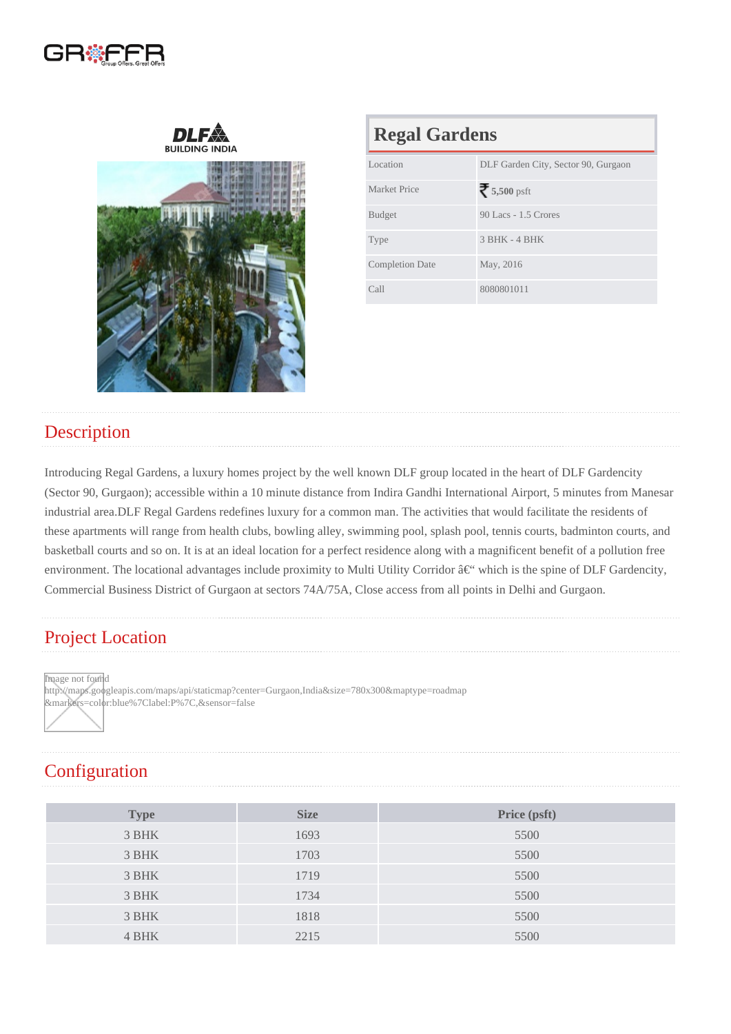# Regal Gardens

| Location | DLF Garden City, Sector 90, Gurgaon |
|---|---|
| Market Price | ₹ **5,500** psft |
| Budget | 90 Lacs - 1.5 Crores |
| Type | 3 BHK - 4 BHK |
| Completion Date | May, 2016 |
| Call | 8080801011 |

## Description

Introducing Regal Gardens, a luxury homes project by the well known DLF group located in the heart of DLF Gardencity (Sector 90, Gurgaon); accessible within a 10 minute distance from Indira Gandhi International Airport, 5 minutes from Manesar industrial area.DLF Regal Gardens redefines luxury for a common man. The activities that would facilitate the residents of these apartments will range from health clubs, bowling alley, swimming pool, splash pool, tennis courts, badminton courts, and basketball courts and so on. It is at an ideal location for a perfect residence along with a magnificent benefit of a pollution free environment. The locational advantages include proximity to Multi Utility Corridor â€" which is the spine of DLF Gardencity, Commercial Business District of Gurgaon at sectors 74A/75A, Close access from all points in Delhi and Gurgaon.

## Project Location

Image not found
http://maps.googleapis.com/maps/api/staticmap?center=Gurgaon,India&size=780x300&maptype=roadmap&markers=color:blue%7Clabel:P%7C,&sensor=false

## Configuration

| Type | Size | Price (psft) |
|---|---|---|
| 3 BHK | 1693 | 5500 |
| 3 BHK | 1703 | 5500 |
| 3 BHK | 1719 | 5500 |
| 3 BHK | 1734 | 5500 |
| 3 BHK | 1818 | 5500 |
| 4 BHK | 2215 | 5500 |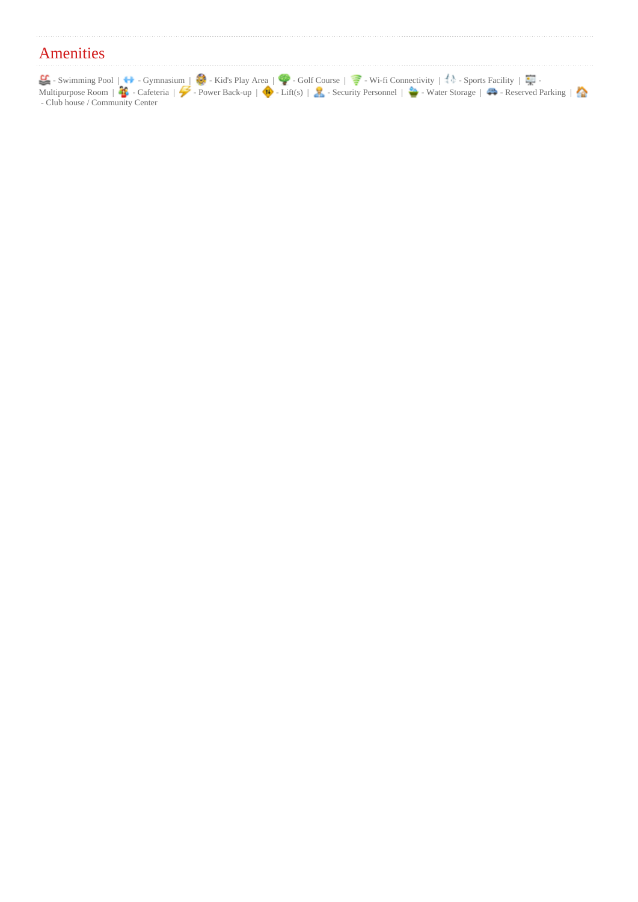## Amenities

- Swimming Pool | - Gymnasium | - Kid's Play Area | - Golf Course | - Wi-fi Connectivity | - Sports Facility | - Multipurpose Room | - Cafeteria | - Power Back-up | - Lift(s) | - Security Personnel | - Water Storage | - Reserved Parking | - Club house / Community Center